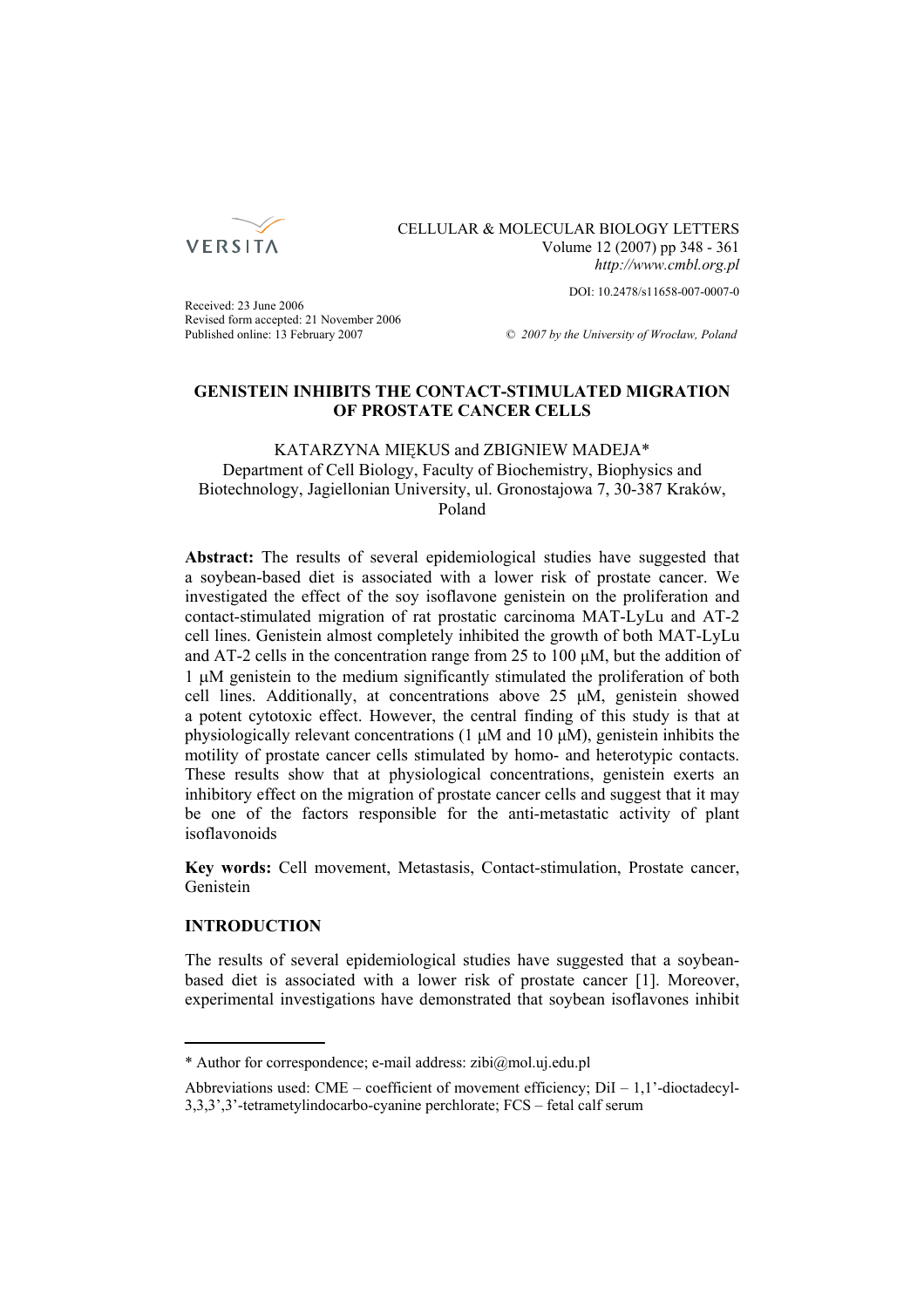Received: 23 June 2006
Revised form accepted: 21 November 2006
Published online: 13 February 2007

© 2007 by the University of Wrocław, Poland

# GENISTEIN INHIBITS THE CONTACT-STIMULATED MIGRATION OF PROSTATE CANCER CELLS

KATARZYNA MIĘKUS and ZBIGNIEW MADEJA*
Department of Cell Biology, Faculty of Biochemistry, Biophysics and Biotechnology, Jagiellonian University, ul. Gronostajowa 7, 30-387 Kraków, Poland

**Abstract:** The results of several epidemiological studies have suggested that a soybean-based diet is associated with a lower risk of prostate cancer. We investigated the effect of the soy isoflavone genistein on the proliferation and contact-stimulated migration of rat prostatic carcinoma MAT-LyLu and AT-2 cell lines. Genistein almost completely inhibited the growth of both MAT-LyLu and AT-2 cells in the concentration range from 25 to 100 μM, but the addition of 1 μM genistein to the medium significantly stimulated the proliferation of both cell lines. Additionally, at concentrations above 25 μM, genistein showed a potent cytotoxic effect. However, the central finding of this study is that at physiologically relevant concentrations (1 μM and 10 μM), genistein inhibits the motility of prostate cancer cells stimulated by homo- and heterotypic contacts. These results show that at physiological concentrations, genistein exerts an inhibitory effect on the migration of prostate cancer cells and suggest that it may be one of the factors responsible for the anti-metastatic activity of plant isoflavonoids

**Key words:** Cell movement, Metastasis, Contact-stimulation, Prostate cancer, Genistein

## INTRODUCTION

The results of several epidemiological studies have suggested that a soybean-based diet is associated with a lower risk of prostate cancer [1]. Moreover, experimental investigations have demonstrated that soybean isoflavones inhibit

---

* Author for correspondence; e-mail address: zibi@mol.uj.edu.pl

Abbreviations used: CME – coefficient of movement efficiency; DiI – 1,1'-dioctadecyl-3,3,3',3'-tetrametylindocarbo-cyanine perchlorate; FCS – fetal calf serum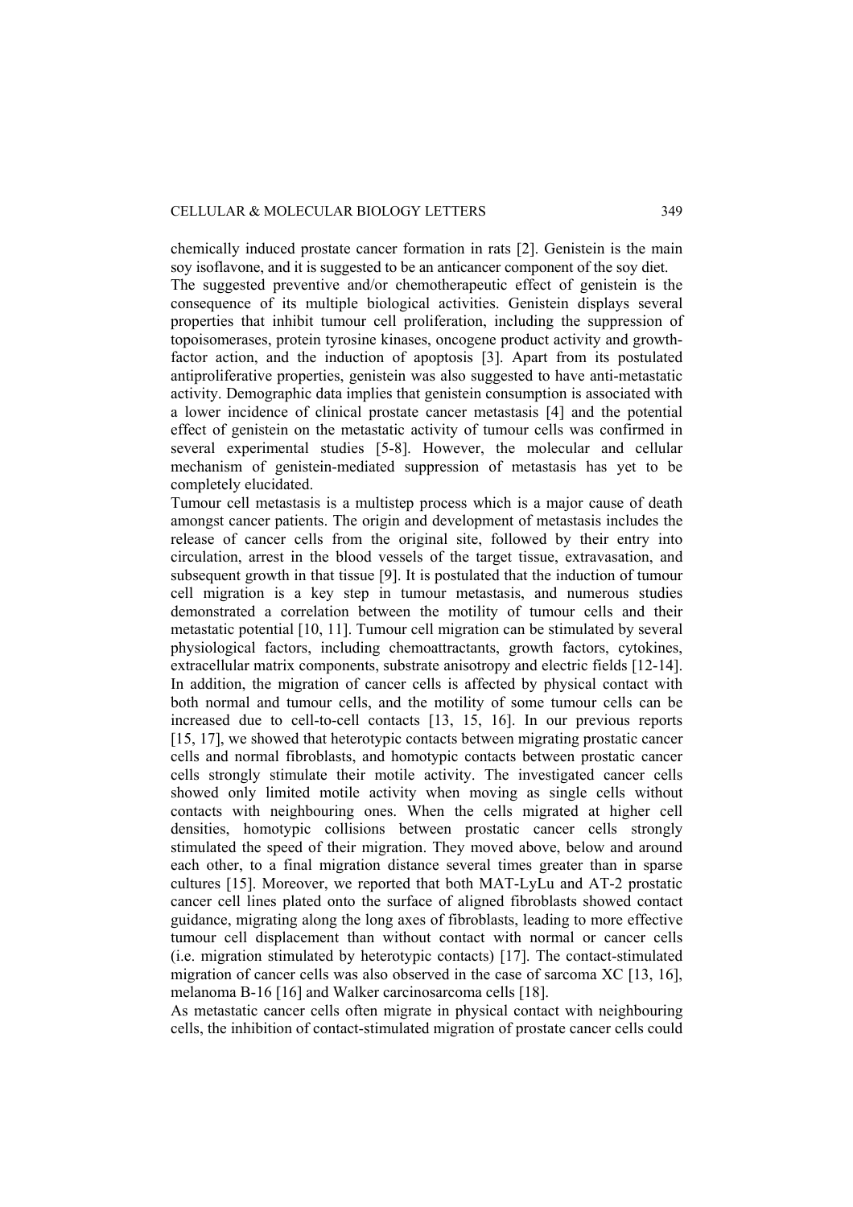chemically induced prostate cancer formation in rats [2]. Genistein is the main soy isoflavone, and it is suggested to be an anticancer component of the soy diet.

The suggested preventive and/or chemotherapeutic effect of genistein is the consequence of its multiple biological activities. Genistein displays several properties that inhibit tumour cell proliferation, including the suppression of topoisomerases, protein tyrosine kinases, oncogene product activity and growth-factor action, and the induction of apoptosis [3]. Apart from its postulated antiproliferative properties, genistein was also suggested to have anti-metastatic activity. Demographic data implies that genistein consumption is associated with a lower incidence of clinical prostate cancer metastasis [4] and the potential effect of genistein on the metastatic activity of tumour cells was confirmed in several experimental studies [5-8]. However, the molecular and cellular mechanism of genistein-mediated suppression of metastasis has yet to be completely elucidated.

Tumour cell metastasis is a multistep process which is a major cause of death amongst cancer patients. The origin and development of metastasis includes the release of cancer cells from the original site, followed by their entry into circulation, arrest in the blood vessels of the target tissue, extravasation, and subsequent growth in that tissue [9]. It is postulated that the induction of tumour cell migration is a key step in tumour metastasis, and numerous studies demonstrated a correlation between the motility of tumour cells and their metastatic potential [10, 11]. Tumour cell migration can be stimulated by several physiological factors, including chemoattractants, growth factors, cytokines, extracellular matrix components, substrate anisotropy and electric fields [12-14]. In addition, the migration of cancer cells is affected by physical contact with both normal and tumour cells, and the motility of some tumour cells can be increased due to cell-to-cell contacts [13, 15, 16]. In our previous reports [15, 17], we showed that heterotypic contacts between migrating prostatic cancer cells and normal fibroblasts, and homotypic contacts between prostatic cancer cells strongly stimulate their motile activity. The investigated cancer cells showed only limited motile activity when moving as single cells without contacts with neighbouring ones. When the cells migrated at higher cell densities, homotypic collisions between prostatic cancer cells strongly stimulated the speed of their migration. They moved above, below and around each other, to a final migration distance several times greater than in sparse cultures [15]. Moreover, we reported that both MAT-LyLu and AT-2 prostatic cancer cell lines plated onto the surface of aligned fibroblasts showed contact guidance, migrating along the long axes of fibroblasts, leading to more effective tumour cell displacement than without contact with normal or cancer cells (i.e. migration stimulated by heterotypic contacts) [17]. The contact-stimulated migration of cancer cells was also observed in the case of sarcoma XC [13, 16], melanoma B-16 [16] and Walker carcinosarcoma cells [18].

As metastatic cancer cells often migrate in physical contact with neighbouring cells, the inhibition of contact-stimulated migration of prostate cancer cells could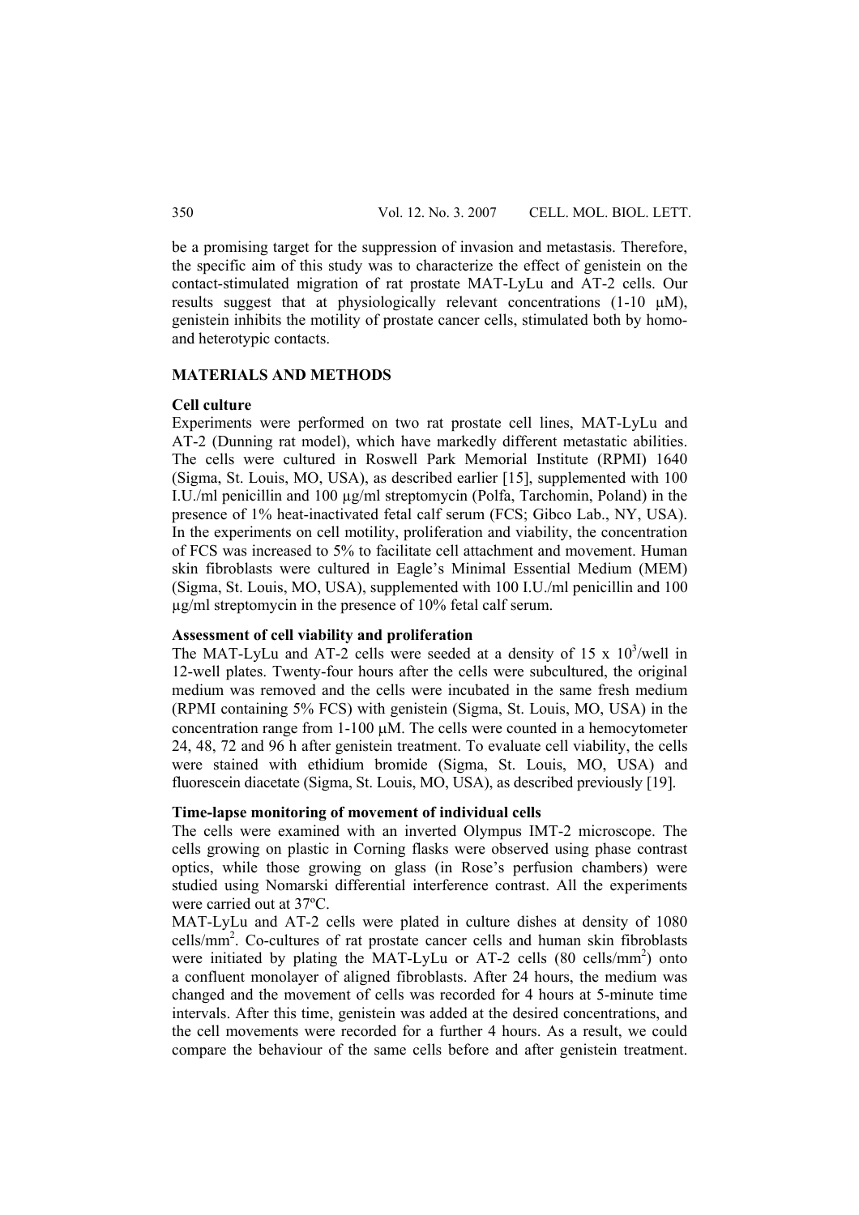be a promising target for the suppression of invasion and metastasis. Therefore, the specific aim of this study was to characterize the effect of genistein on the contact-stimulated migration of rat prostate MAT-LyLu and AT-2 cells. Our results suggest that at physiologically relevant concentrations (1-10 μM), genistein inhibits the motility of prostate cancer cells, stimulated both by homo- and heterotypic contacts.

## MATERIALS AND METHODS

### Cell culture

Experiments were performed on two rat prostate cell lines, MAT-LyLu and AT-2 (Dunning rat model), which have markedly different metastatic abilities. The cells were cultured in Roswell Park Memorial Institute (RPMI) 1640 (Sigma, St. Louis, MO, USA), as described earlier [15], supplemented with 100 I.U./ml penicillin and 100 μg/ml streptomycin (Polfa, Tarchomin, Poland) in the presence of 1% heat-inactivated fetal calf serum (FCS; Gibco Lab., NY, USA). In the experiments on cell motility, proliferation and viability, the concentration of FCS was increased to 5% to facilitate cell attachment and movement. Human skin fibroblasts were cultured in Eagle's Minimal Essential Medium (MEM) (Sigma, St. Louis, MO, USA), supplemented with 100 I.U./ml penicillin and 100 μg/ml streptomycin in the presence of 10% fetal calf serum.

### Assessment of cell viability and proliferation

The MAT-LyLu and AT-2 cells were seeded at a density of $15 \times 10^3$/well in 12-well plates. Twenty-four hours after the cells were subcultured, the original medium was removed and the cells were incubated in the same fresh medium (RPMI containing 5% FCS) with genistein (Sigma, St. Louis, MO, USA) in the concentration range from 1-100 μM. The cells were counted in a hemocytometer 24, 48, 72 and 96 h after genistein treatment. To evaluate cell viability, the cells were stained with ethidium bromide (Sigma, St. Louis, MO, USA) and fluorescein diacetate (Sigma, St. Louis, MO, USA), as described previously [19].

### Time-lapse monitoring of movement of individual cells

The cells were examined with an inverted Olympus IMT-2 microscope. The cells growing on plastic in Corning flasks were observed using phase contrast optics, while those growing on glass (in Rose's perfusion chambers) were studied using Nomarski differential interference contrast. All the experiments were carried out at 37ºC.

MAT-LyLu and AT-2 cells were plated in culture dishes at density of 1080 cells/mm$^2$. Co-cultures of rat prostate cancer cells and human skin fibroblasts were initiated by plating the MAT-LyLu or AT-2 cells (80 cells/mm$^2$) onto a confluent monolayer of aligned fibroblasts. After 24 hours, the medium was changed and the movement of cells was recorded for 4 hours at 5-minute time intervals. After this time, genistein was added at the desired concentrations, and the cell movements were recorded for a further 4 hours. As a result, we could compare the behaviour of the same cells before and after genistein treatment.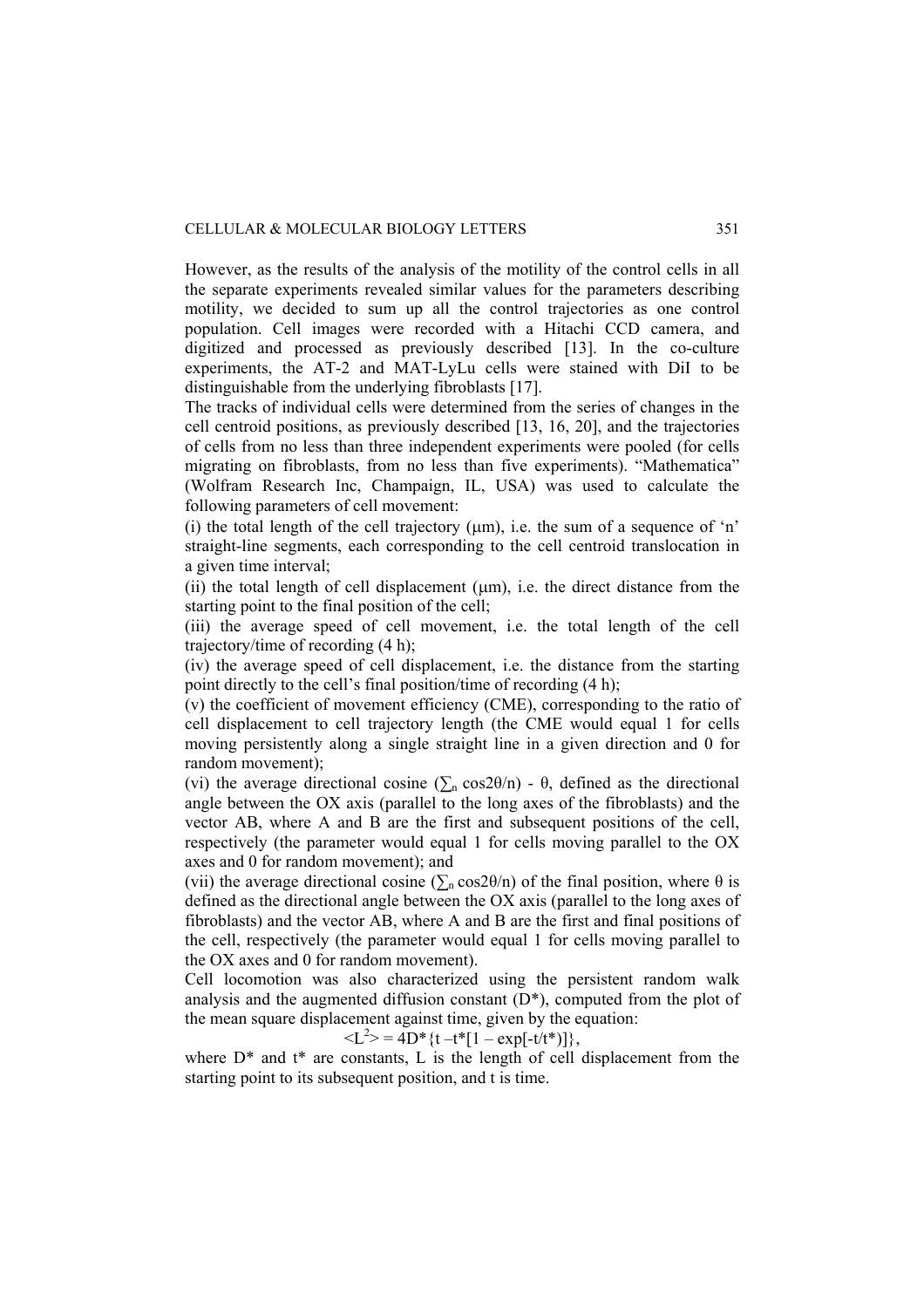However, as the results of the analysis of the motility of the control cells in all the separate experiments revealed similar values for the parameters describing motility, we decided to sum up all the control trajectories as one control population. Cell images were recorded with a Hitachi CCD camera, and digitized and processed as previously described [13]. In the co-culture experiments, the AT-2 and MAT-LyLu cells were stained with DiI to be distinguishable from the underlying fibroblasts [17].

The tracks of individual cells were determined from the series of changes in the cell centroid positions, as previously described [13, 16, 20], and the trajectories of cells from no less than three independent experiments were pooled (for cells migrating on fibroblasts, from no less than five experiments). "Mathematica" (Wolfram Research Inc, Champaign, IL, USA) was used to calculate the following parameters of cell movement:

(i) the total length of the cell trajectory (μm), i.e. the sum of a sequence of 'n' straight-line segments, each corresponding to the cell centroid translocation in a given time interval;

(ii) the total length of cell displacement (μm), i.e. the direct distance from the starting point to the final position of the cell;

(iii) the average speed of cell movement, i.e. the total length of the cell trajectory/time of recording (4 h);

(iv) the average speed of cell displacement, i.e. the distance from the starting point directly to the cell's final position/time of recording (4 h);

(v) the coefficient of movement efficiency (CME), corresponding to the ratio of cell displacement to cell trajectory length (the CME would equal 1 for cells moving persistently along a single straight line in a given direction and 0 for random movement);

(vi) the average directional cosine ($\sum_n \cos 2\theta / n$) - $\theta$, defined as the directional angle between the OX axis (parallel to the long axes of the fibroblasts) and the vector AB, where A and B are the first and subsequent positions of the cell, respectively (the parameter would equal 1 for cells moving parallel to the OX axes and 0 for random movement); and

(vii) the average directional cosine ($\sum_n \cos 2\theta / n$) of the final position, where $\theta$ is defined as the directional angle between the OX axis (parallel to the long axes of fibroblasts) and the vector AB, where A and B are the first and final positions of the cell, respectively (the parameter would equal 1 for cells moving parallel to the OX axes and 0 for random movement).

Cell locomotion was also characterized using the persistent random walk analysis and the augmented diffusion constant (D*), computed from the plot of the mean square displacement against time, given by the equation:

$$\langle L^2 \rangle = 4D^*\{t - t^*[1 - \exp[-t/t^*)]\},$$

where D* and t* are constants, L is the length of cell displacement from the starting point to its subsequent position, and t is time.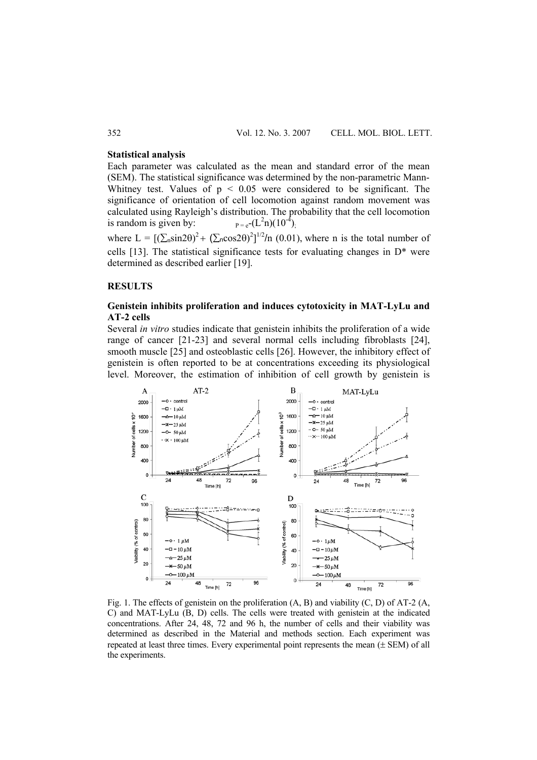### Statistical analysis

Each parameter was calculated as the mean and standard error of the mean (SEM). The statistical significance was determined by the non-parametric Mann-Whitney test. Values of $p < 0.05$ were considered to be significant. The significance of orientation of cell locomotion against random movement was calculated using Rayleigh's distribution. The probability that the cell locomotion is random is given by: $P = e^{-(L^2 n)(10^{-4})}$,

where $L = [(\sum_n \sin 2\theta)^2 + (\sum_n \cos 2\theta)^2]^{1/2}/n$ (0.01), where n is the total number of cells [13]. The statistical significance tests for evaluating changes in D* were determined as described earlier [19].

## RESULTS

### Genistein inhibits proliferation and induces cytotoxicity in MAT-LyLu and AT-2 cells

Several *in vitro* studies indicate that genistein inhibits the proliferation of a wide range of cancer [21-23] and several normal cells including fibroblasts [24], smooth muscle [25] and osteoblastic cells [26]. However, the inhibitory effect of genistein is often reported to be at concentrations exceeding its physiological level. Moreover, the estimation of inhibition of cell growth by genistein is

Fig. 1. The effects of genistein on the proliferation (A, B) and viability (C, D) of AT-2 (A, C) and MAT-LyLu (B, D) cells. The cells were treated with genistein at the indicated concentrations. After 24, 48, 72 and 96 h, the number of cells and their viability was determined as described in the Material and methods section. Each experiment was repeated at least three times. Every experimental point represents the mean (± SEM) of all the experiments.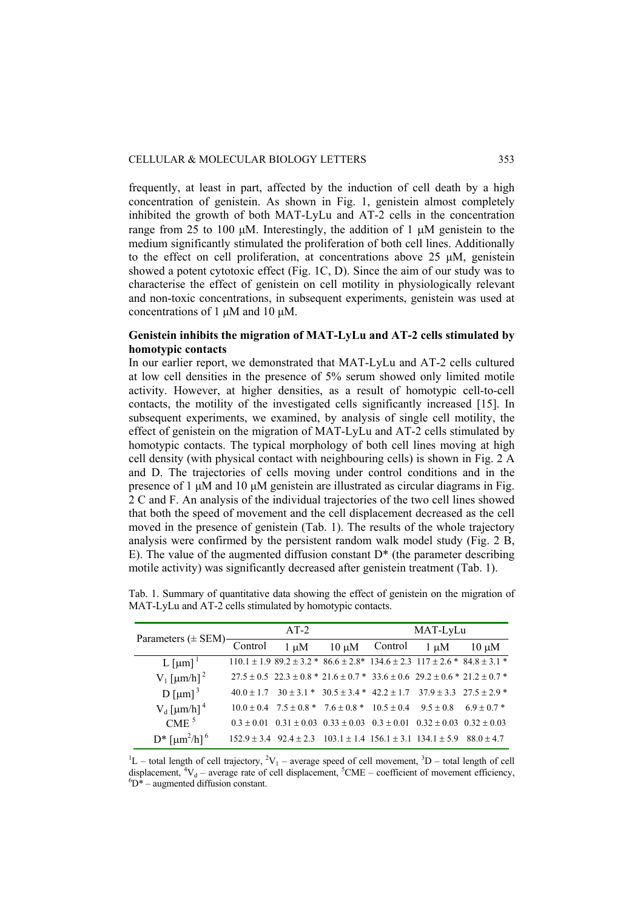frequently, at least in part, affected by the induction of cell death by a high concentration of genistein. As shown in Fig. 1, genistein almost completely inhibited the growth of both MAT-LyLu and AT-2 cells in the concentration range from 25 to 100 μM. Interestingly, the addition of 1 μM genistein to the medium significantly stimulated the proliferation of both cell lines. Additionally to the effect on cell proliferation, at concentrations above 25 μM, genistein showed a potent cytotoxic effect (Fig. 1C, D). Since the aim of our study was to characterise the effect of genistein on cell motility in physiologically relevant and non-toxic concentrations, in subsequent experiments, genistein was used at concentrations of 1 μM and 10 μM.

### Genistein inhibits the migration of MAT-LyLu and AT-2 cells stimulated by homotypic contacts

In our earlier report, we demonstrated that MAT-LyLu and AT-2 cells cultured at low cell densities in the presence of 5% serum showed only limited motile activity. However, at higher densities, as a result of homotypic cell-to-cell contacts, the motility of the investigated cells significantly increased [15]. In subsequent experiments, we examined, by analysis of single cell motility, the effect of genistein on the migration of MAT-LyLu and AT-2 cells stimulated by homotypic contacts. The typical morphology of both cell lines moving at high cell density (with physical contact with neighbouring cells) is shown in Fig. 2 A and D. The trajectories of cells moving under control conditions and in the presence of 1 μM and 10 μM genistein are illustrated as circular diagrams in Fig. 2 C and F. An analysis of the individual trajectories of the two cell lines showed that both the speed of movement and the cell displacement decreased as the cell moved in the presence of genistein (Tab. 1). The results of the whole trajectory analysis were confirmed by the persistent random walk model study (Fig. 2 B, E). The value of the augmented diffusion constant D* (the parameter describing motile activity) was significantly decreased after genistein treatment (Tab. 1).

Tab. 1. Summary of quantitative data showing the effect of genistein on the migration of MAT-LyLu and AT-2 cells stimulated by homotypic contacts.

| Parameters (± SEM) | AT-2 | | | MAT-LyLu | | |
|---|---|---|---|---|---|---|
| | Control | 1 μM | 10 μM | Control | 1 μM | 10 μM |
| L [μm] [1] | 110.1 ± 1.9 | 89.2 ± 3.2 * | 86.6 ± 2.8* | 134.6 ± 2.3 | 117 ± 2.6 * | 84.8 ± 3.1 * |
| $V_1$ [μm/h] [2] | 27.5 ± 0.5 | 22.3 ± 0.8 * | 21.6 ± 0.7 * | 33.6 ± 0.6 | 29.2 ± 0.6 * | 21.2 ± 0.7 * |
| D [μm] [3] | 40.0 ± 1.7 | 30 ± 3.1 * | 30.5 ± 3.4 * | 42.2 ± 1.7 | 37.9 ± 3.3 | 27.5 ± 2.9 * |
| $V_d$ [μm/h] [4] | 10.0 ± 0.4 | 7.5 ± 0.8 * | 7.6 ± 0.8 * | 10.5 ± 0.4 | 9.5 ± 0.8 | 6.9 ± 0.7 * |
| CME [5] | 0.3 ± 0.01 | 0.31 ± 0.03 | 0.33 ± 0.03 | 0.3 ± 0.01 | 0.32 ± 0.03 | 0.32 ± 0.03 |
| D* [$\mu m^2$/h] [6] | 152.9 ± 3.4 | 92.4 ± 2.3 | 103.1 ± 1.4 | 156.1 ± 3.1 | 134.1 ± 5.9 | 88.0 ± 4.7 |

[1]L – total length of cell trajectory, [2]$V_1$ – average speed of cell movement, [3]D – total length of cell displacement, [4]$V_d$ – average rate of cell displacement, [5]CME – coefficient of movement efficiency, [6]D* – augmented diffusion constant.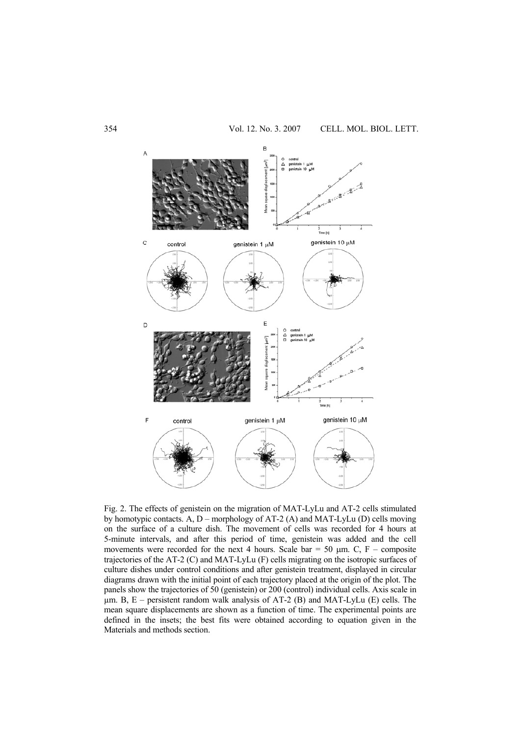Fig. 2. The effects of genistein on the migration of MAT-LyLu and AT-2 cells stimulated by homotypic contacts. A, D – morphology of AT-2 (A) and MAT-LyLu (D) cells moving on the surface of a culture dish. The movement of cells was recorded for 4 hours at 5-minute intervals, and after this period of time, genistein was added and the cell movements were recorded for the next 4 hours. Scale bar = 50 μm. C, F – composite trajectories of the AT-2 (C) and MAT-LyLu (F) cells migrating on the isotropic surfaces of culture dishes under control conditions and after genistein treatment, displayed in circular diagrams drawn with the initial point of each trajectory placed at the origin of the plot. The panels show the trajectories of 50 (genistein) or 200 (control) individual cells. Axis scale in μm. B, E – persistent random walk analysis of AT-2 (B) and MAT-LyLu (E) cells. The mean square displacements are shown as a function of time. The experimental points are defined in the insets; the best fits were obtained according to equation given in the Materials and methods section.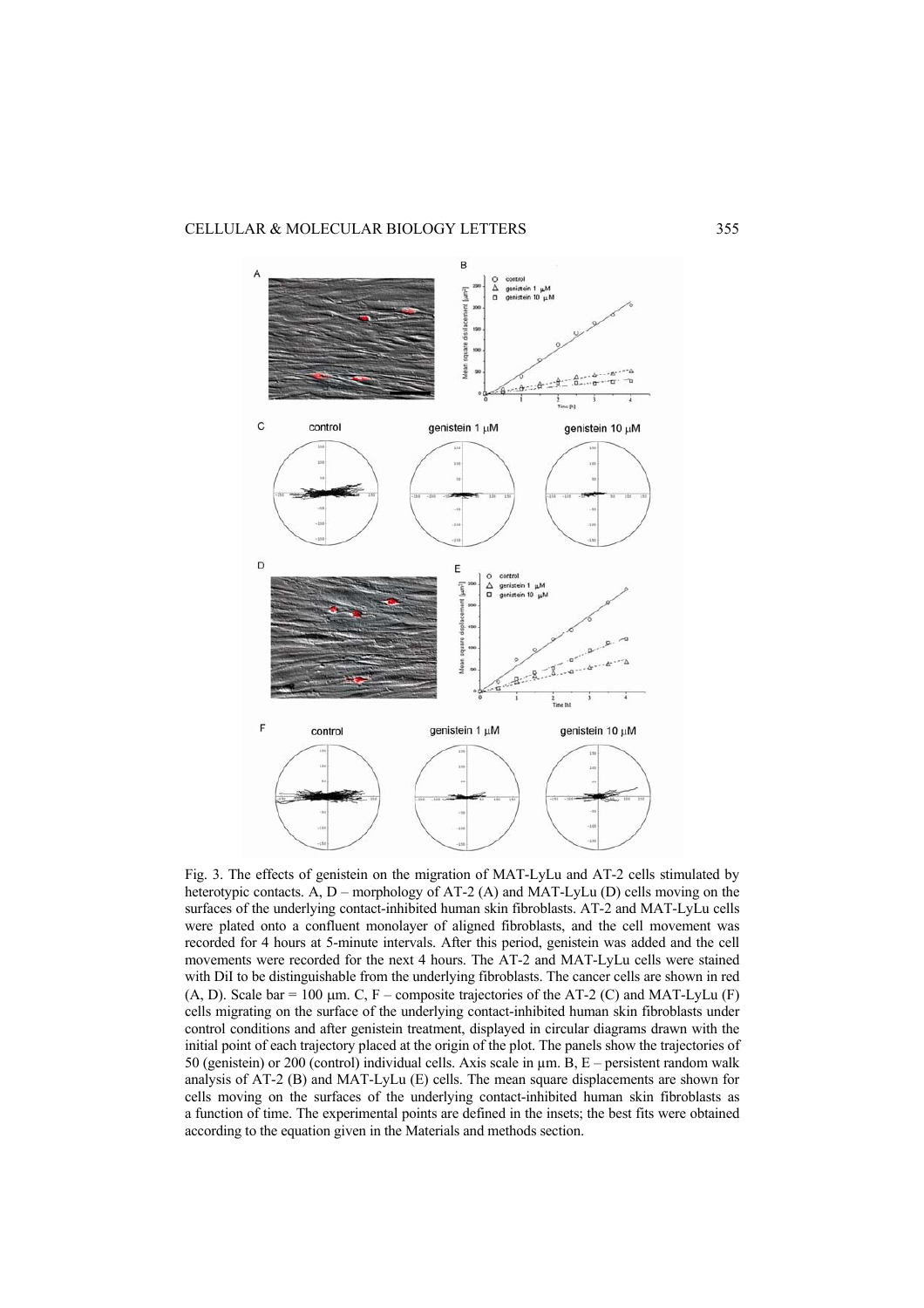Fig. 3. The effects of genistein on the migration of MAT-LyLu and AT-2 cells stimulated by heterotypic contacts. A, D – morphology of AT-2 (A) and MAT-LyLu (D) cells moving on the surfaces of the underlying contact-inhibited human skin fibroblasts. AT-2 and MAT-LyLu cells were plated onto a confluent monolayer of aligned fibroblasts, and the cell movement was recorded for 4 hours at 5-minute intervals. After this period, genistein was added and the cell movements were recorded for the next 4 hours. The AT-2 and MAT-LyLu cells were stained with DiI to be distinguishable from the underlying fibroblasts. The cancer cells are shown in red (A, D). Scale bar = 100 μm. C, F – composite trajectories of the AT-2 (C) and MAT-LyLu (F) cells migrating on the surface of the underlying contact-inhibited human skin fibroblasts under control conditions and after genistein treatment, displayed in circular diagrams drawn with the initial point of each trajectory placed at the origin of the plot. The panels show the trajectories of 50 (genistein) or 200 (control) individual cells. Axis scale in μm. B, E – persistent random walk analysis of AT-2 (B) and MAT-LyLu (E) cells. The mean square displacements are shown for cells moving on the surfaces of the underlying contact-inhibited human skin fibroblasts as a function of time. The experimental points are defined in the insets; the best fits were obtained according to the equation given in the Materials and methods section.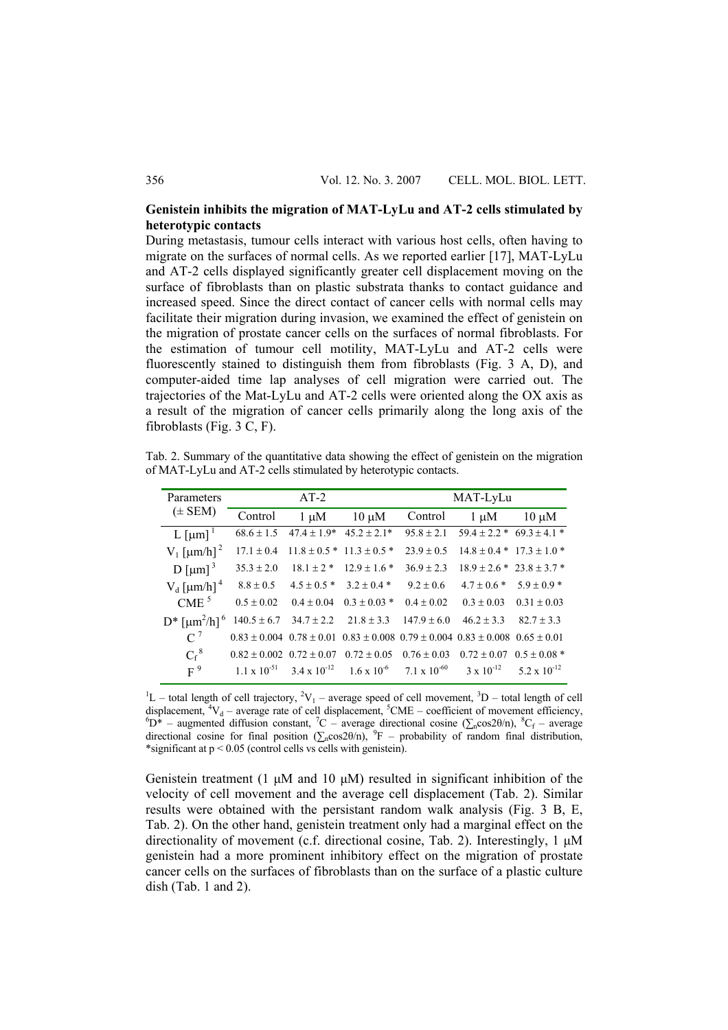## Genistein inhibits the migration of MAT-LyLu and AT-2 cells stimulated by heterotypic contacts

During metastasis, tumour cells interact with various host cells, often having to migrate on the surfaces of normal cells. As we reported earlier [17], MAT-LyLu and AT-2 cells displayed significantly greater cell displacement moving on the surface of fibroblasts than on plastic substrata thanks to contact guidance and increased speed. Since the direct contact of cancer cells with normal cells may facilitate their migration during invasion, we examined the effect of genistein on the migration of prostate cancer cells on the surfaces of normal fibroblasts. For the estimation of tumour cell motility, MAT-LyLu and AT-2 cells were fluorescently stained to distinguish them from fibroblasts (Fig. 3 A, D), and computer-aided time lap analyses of cell migration were carried out. The trajectories of the Mat-LyLu and AT-2 cells were oriented along the OX axis as a result of the migration of cancer cells primarily along the long axis of the fibroblasts (Fig. 3 C, F).

Tab. 2. Summary of the quantitative data showing the effect of genistein on the migration of MAT-LyLu and AT-2 cells stimulated by heterotypic contacts.

| Parameters (± SEM) | AT-2 | | | MAT-LyLu | | |
|---|---|---|---|---|---|---|
| | Control | 1 μM | 10 μM | Control | 1 μM | 10 μM |
| L [μm] [1] | 68.6 ± 1.5 | 47.4 ± 1.9* | 45.2 ± 2.1* | 95.8 ± 2.1 | 59.4 ± 2.2 * | 69.3 ± 4.1 * |
| $V_1$ [μm/h] [2] | 17.1 ± 0.4 | 11.8 ± 0.5 * | 11.3 ± 0.5 * | 23.9 ± 0.5 | 14.8 ± 0.4 * | 17.3 ± 1.0 * |
| D [μm] [3] | 35.3 ± 2.0 | 18.1 ± 2 * | 12.9 ± 1.6 * | 36.9 ± 2.3 | 18.9 ± 2.6 * | 23.8 ± 3.7 * |
| $V_d$ [μm/h] [4] | 8.8 ± 0.5 | 4.5 ± 0.5 * | 3.2 ± 0.4 * | 9.2 ± 0.6 | 4.7 ± 0.6 * | 5.9 ± 0.9 * |
| CME [5] | 0.5 ± 0.02 | 0.4 ± 0.04 | 0.3 ± 0.03 * | 0.4 ± 0.02 | 0.3 ± 0.03 | 0.31 ± 0.03 |
| D* [μm$^2$/h] [6] | 140.5 ± 6.7 | 34.7 ± 2.2 | 21.8 ± 3.3 | 147.9 ± 6.0 | 46.2 ± 3.3 | 82.7 ± 3.3 |
| C [7] | 0.83 ± 0.004 | 0.78 ± 0.01 | 0.83 ± 0.008 | 0.79 ± 0.004 | 0.83 ± 0.008 | 0.65 ± 0.01 |
| $C_f$ [8] | 0.82 ± 0.002 | 0.72 ± 0.07 | 0.72 ± 0.05 | 0.76 ± 0.03 | 0.72 ± 0.07 | 0.5 ± 0.08 * |
| F [9] | $1.1 \times 10^{-51}$ | $3.4 \times 10^{-12}$ | $1.6 \times 10^{-6}$ | $7.1 \times 10^{-60}$ | $3 \times 10^{-12}$ | $5.2 \times 10^{-12}$ |

[1]L – total length of cell trajectory, [2]$V_1$ – average speed of cell movement, [3]D – total length of cell displacement, [4]$V_d$ – average rate of cell displacement, [5]CME – coefficient of movement efficiency, [6]D* – augmented diffusion constant, [7]C – average directional cosine ($\sum_n \cos 2\theta / n$), [8]$C_f$ – average directional cosine for final position ($\sum_n \cos 2\theta / n$), [9]F – probability of random final distribution, *significant at $p < 0.05$ (control cells vs cells with genistein).

Genistein treatment (1 μM and 10 μM) resulted in significant inhibition of the velocity of cell movement and the average cell displacement (Tab. 2). Similar results were obtained with the persistant random walk analysis (Fig. 3 B, E, Tab. 2). On the other hand, genistein treatment only had a marginal effect on the directionality of movement (c.f. directional cosine, Tab. 2). Interestingly, 1 μM genistein had a more prominent inhibitory effect on the migration of prostate cancer cells on the surfaces of fibroblasts than on the surface of a plastic culture dish (Tab. 1 and 2).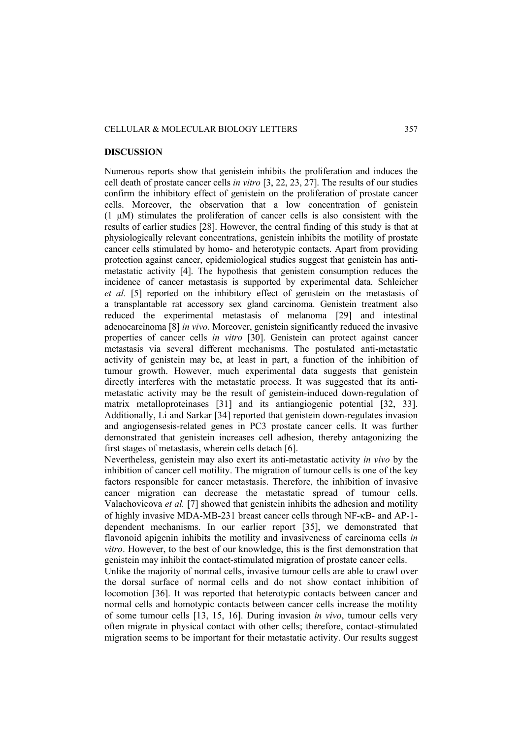## DISCUSSION

Numerous reports show that genistein inhibits the proliferation and induces the cell death of prostate cancer cells *in vitro* [3, 22, 23, 27]. The results of our studies confirm the inhibitory effect of genistein on the proliferation of prostate cancer cells. Moreover, the observation that a low concentration of genistein (1 μM) stimulates the proliferation of cancer cells is also consistent with the results of earlier studies [28]. However, the central finding of this study is that at physiologically relevant concentrations, genistein inhibits the motility of prostate cancer cells stimulated by homo- and heterotypic contacts. Apart from providing protection against cancer, epidemiological studies suggest that genistein has anti-metastatic activity [4]. The hypothesis that genistein consumption reduces the incidence of cancer metastasis is supported by experimental data. Schleicher *et al.* [5] reported on the inhibitory effect of genistein on the metastasis of a transplantable rat accessory sex gland carcinoma. Genistein treatment also reduced the experimental metastasis of melanoma [29] and intestinal adenocarcinoma [8] *in vivo*. Moreover, genistein significantly reduced the invasive properties of cancer cells *in vitro* [30]. Genistein can protect against cancer metastasis via several different mechanisms. The postulated anti-metastatic activity of genistein may be, at least in part, a function of the inhibition of tumour growth. However, much experimental data suggests that genistein directly interferes with the metastatic process. It was suggested that its anti-metastatic activity may be the result of genistein-induced down-regulation of matrix metalloproteinases [31] and its antiangiogenic potential [32, 33]. Additionally, Li and Sarkar [34] reported that genistein down-regulates invasion and angiogensesis-related genes in PC3 prostate cancer cells. It was further demonstrated that genistein increases cell adhesion, thereby antagonizing the first stages of metastasis, wherein cells detach [6].

Nevertheless, genistein may also exert its anti-metastatic activity *in vivo* by the inhibition of cancer cell motility. The migration of tumour cells is one of the key factors responsible for cancer metastasis. Therefore, the inhibition of invasive cancer migration can decrease the metastatic spread of tumour cells. Valachovicova *et al.* [7] showed that genistein inhibits the adhesion and motility of highly invasive MDA-MB-231 breast cancer cells through NF-κB- and AP-1-dependent mechanisms. In our earlier report [35], we demonstrated that flavonoid apigenin inhibits the motility and invasiveness of carcinoma cells *in vitro*. However, to the best of our knowledge, this is the first demonstration that genistein may inhibit the contact-stimulated migration of prostate cancer cells.

Unlike the majority of normal cells, invasive tumour cells are able to crawl over the dorsal surface of normal cells and do not show contact inhibition of locomotion [36]. It was reported that heterotypic contacts between cancer and normal cells and homotypic contacts between cancer cells increase the motility of some tumour cells [13, 15, 16]. During invasion *in vivo*, tumour cells very often migrate in physical contact with other cells; therefore, contact-stimulated migration seems to be important for their metastatic activity. Our results suggest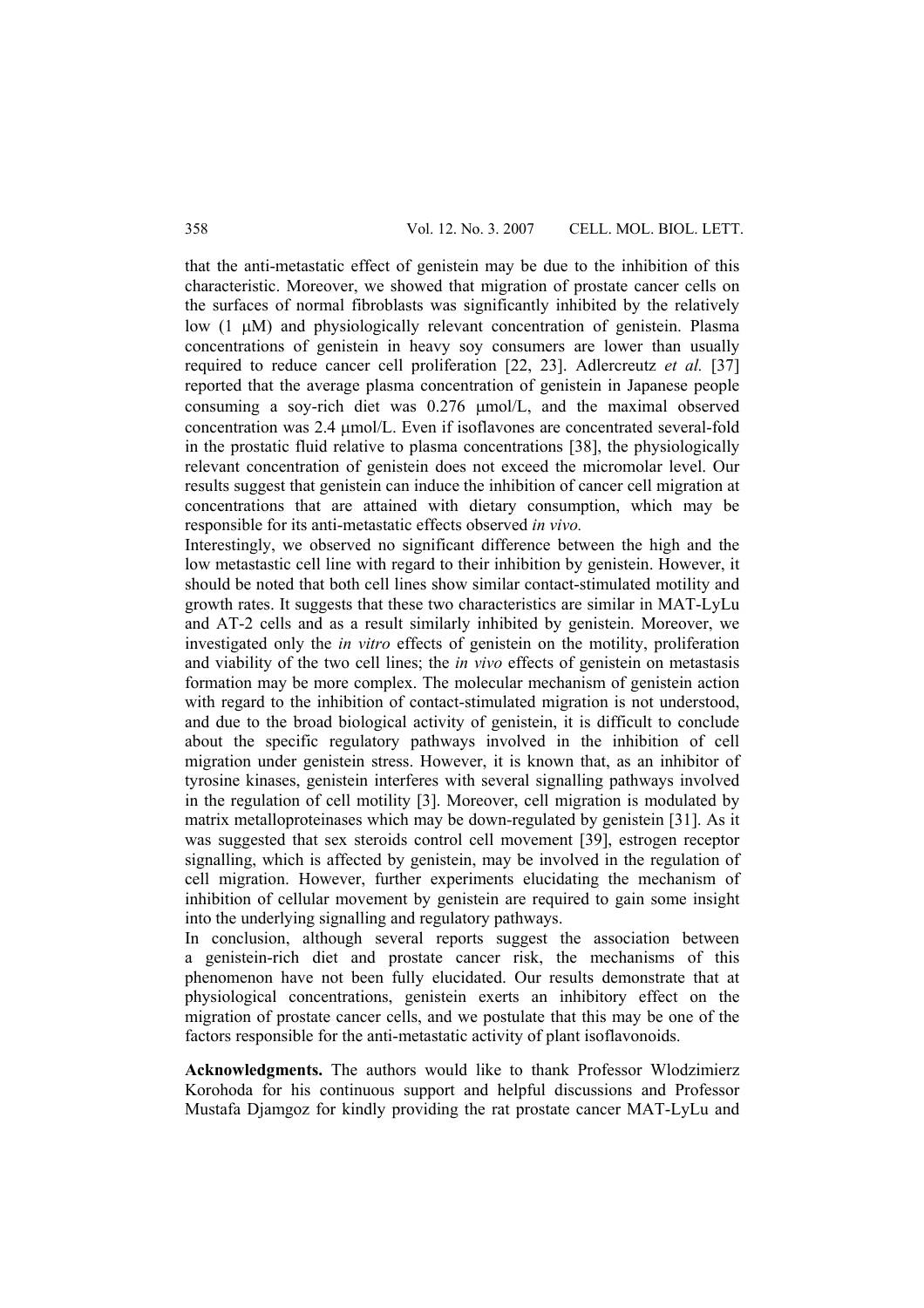that the anti-metastatic effect of genistein may be due to the inhibition of this characteristic. Moreover, we showed that migration of prostate cancer cells on the surfaces of normal fibroblasts was significantly inhibited by the relatively low (1 μM) and physiologically relevant concentration of genistein. Plasma concentrations of genistein in heavy soy consumers are lower than usually required to reduce cancer cell proliferation [22, 23]. Adlercreutz *et al.* [37] reported that the average plasma concentration of genistein in Japanese people consuming a soy-rich diet was 0.276 μmol/L, and the maximal observed concentration was 2.4 μmol/L. Even if isoflavones are concentrated several-fold in the prostatic fluid relative to plasma concentrations [38], the physiologically relevant concentration of genistein does not exceed the micromolar level. Our results suggest that genistein can induce the inhibition of cancer cell migration at concentrations that are attained with dietary consumption, which may be responsible for its anti-metastatic effects observed *in vivo.*

Interestingly, we observed no significant difference between the high and the low metastastic cell line with regard to their inhibition by genistein. However, it should be noted that both cell lines show similar contact-stimulated motility and growth rates. It suggests that these two characteristics are similar in MAT-LyLu and AT-2 cells and as a result similarly inhibited by genistein. Moreover, we investigated only the *in vitro* effects of genistein on the motility, proliferation and viability of the two cell lines; the *in vivo* effects of genistein on metastasis formation may be more complex. The molecular mechanism of genistein action with regard to the inhibition of contact-stimulated migration is not understood, and due to the broad biological activity of genistein, it is difficult to conclude about the specific regulatory pathways involved in the inhibition of cell migration under genistein stress. However, it is known that, as an inhibitor of tyrosine kinases, genistein interferes with several signalling pathways involved in the regulation of cell motility [3]. Moreover, cell migration is modulated by matrix metalloproteinases which may be down-regulated by genistein [31]. As it was suggested that sex steroids control cell movement [39], estrogen receptor signalling, which is affected by genistein, may be involved in the regulation of cell migration. However, further experiments elucidating the mechanism of inhibition of cellular movement by genistein are required to gain some insight into the underlying signalling and regulatory pathways.

In conclusion, although several reports suggest the association between a genistein-rich diet and prostate cancer risk, the mechanisms of this phenomenon have not been fully elucidated. Our results demonstrate that at physiological concentrations, genistein exerts an inhibitory effect on the migration of prostate cancer cells, and we postulate that this may be one of the factors responsible for the anti-metastatic activity of plant isoflavonoids.

**Acknowledgments.** The authors would like to thank Professor Wlodzimierz Korohoda for his continuous support and helpful discussions and Professor Mustafa Djamgoz for kindly providing the rat prostate cancer MAT-LyLu and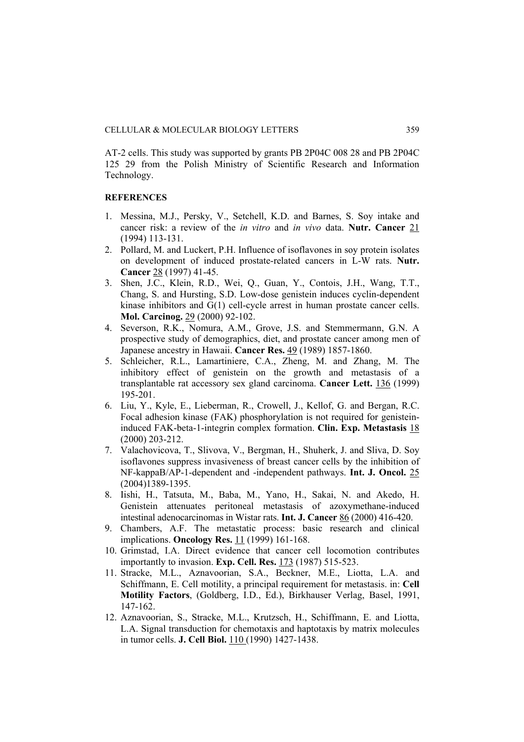AT-2 cells. This study was supported by grants PB 2P04C 008 28 and PB 2P04C 125 29 from the Polish Ministry of Scientific Research and Information Technology.

**REFERENCES**

1. Messina, M.J., Persky, V., Setchell, K.D. and Barnes, S. Soy intake and cancer risk: a review of the *in vitro* and *in vivo* data. **Nutr. Cancer** 21 (1994) 113-131.
2. Pollard, M. and Luckert, P.H. Influence of isoflavones in soy protein isolates on development of induced prostate-related cancers in L-W rats. **Nutr. Cancer** 28 (1997) 41-45.
3. Shen, J.C., Klein, R.D., Wei, Q., Guan, Y., Contois, J.H., Wang, T.T., Chang, S. and Hursting, S.D. Low-dose genistein induces cyclin-dependent kinase inhibitors and G(1) cell-cycle arrest in human prostate cancer cells. **Mol. Carcinog.** 29 (2000) 92-102.
4. Severson, R.K., Nomura, A.M., Grove, J.S. and Stemmermann, G.N. A prospective study of demographics, diet, and prostate cancer among men of Japanese ancestry in Hawaii. **Cancer Res.** 49 (1989) 1857-1860.
5. Schleicher, R.L., Lamartiniere, C.A., Zheng, M. and Zhang, M. The inhibitory effect of genistein on the growth and metastasis of a transplantable rat accessory sex gland carcinoma. **Cancer Lett.** 136 (1999) 195-201.
6. Liu, Y., Kyle, E., Lieberman, R., Crowell, J., Kellof, G. and Bergan, R.C. Focal adhesion kinase (FAK) phosphorylation is not required for genistein-induced FAK-beta-1-integrin complex formation. **Clin. Exp. Metastasis** 18 (2000) 203-212.
7. Valachovicova, T., Slivova, V., Bergman, H., Shuherk, J. and Sliva, D. Soy isoflavones suppress invasiveness of breast cancer cells by the inhibition of NF-kappaB/AP-1-dependent and -independent pathways. **Int. J. Oncol.** 25 (2004)1389-1395.
8. Iishi, H., Tatsuta, M., Baba, M., Yano, H., Sakai, N. and Akedo, H. Genistein attenuates peritoneal metastasis of azoxymethane-induced intestinal adenocarcinomas in Wistar rats. **Int. J. Cancer** 86 (2000) 416-420.
9. Chambers, A.F. The metastatic process: basic research and clinical implications. **Oncology Res.** 11 (1999) 161-168.
10. Grimstad, I.A. Direct evidence that cancer cell locomotion contributes importantly to invasion. **Exp. Cell. Res.** 173 (1987) 515-523.
11. Stracke, M.L., Aznavoorian, S.A., Beckner, M.E., Liotta, L.A. and Schiffmann, E. Cell motility, a principal requirement for metastasis. in: **Cell Motility Factors**, (Goldberg, I.D., Ed.), Birkhauser Verlag, Basel, 1991, 147-162.
12. Aznavoorian, S., Stracke, M.L., Krutzsch, H., Schiffmann, E. and Liotta, L.A. Signal transduction for chemotaxis and haptotaxis by matrix molecules in tumor cells. **J. Cell Biol.** 110 (1990) 1427-1438.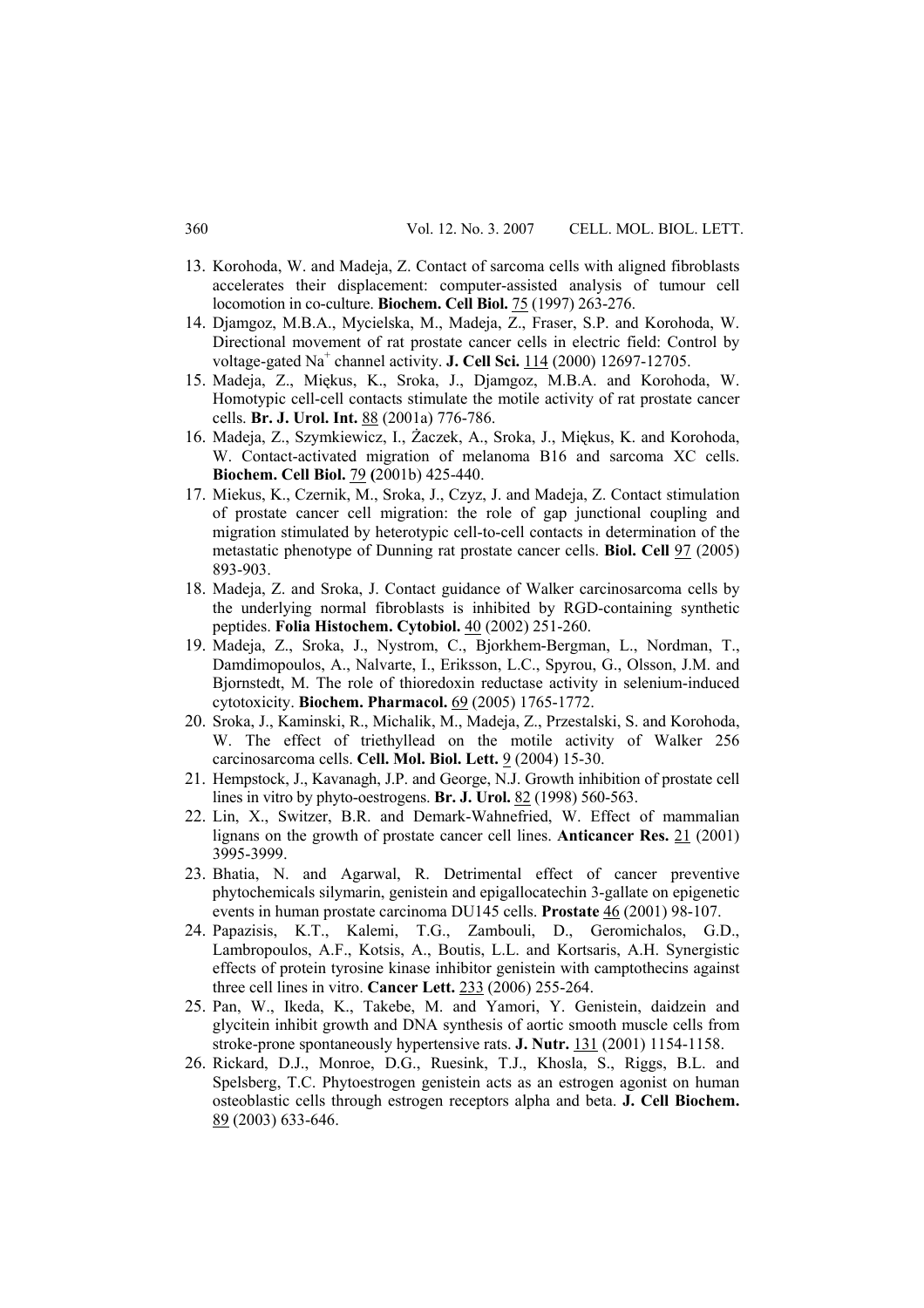13. Korohoda, W. and Madeja, Z. Contact of sarcoma cells with aligned fibroblasts accelerates their displacement: computer-assisted analysis of tumour cell locomotion in co-culture. **Biochem. Cell Biol.** 75 (1997) 263-276.
14. Djamgoz, M.B.A., Mycielska, M., Madeja, Z., Fraser, S.P. and Korohoda, W. Directional movement of rat prostate cancer cells in electric field: Control by voltage-gated $Na^{+}$ channel activity. **J. Cell Sci.** 114 (2000) 12697-12705.
15. Madeja, Z., Miękus, K., Sroka, J., Djamgoz, M.B.A. and Korohoda, W. Homotypic cell-cell contacts stimulate the motile activity of rat prostate cancer cells. **Br. J. Urol. Int.** 88 (2001a) 776-786.
16. Madeja, Z., Szymkiewicz, I., Żaczek, A., Sroka, J., Miękus, K. and Korohoda, W. Contact-activated migration of melanoma B16 and sarcoma XC cells. **Biochem. Cell Biol.** 79 **(**2001b) 425-440.
17. Miekus, K., Czernik, M., Sroka, J., Czyz, J. and Madeja, Z. Contact stimulation of prostate cancer cell migration: the role of gap junctional coupling and migration stimulated by heterotypic cell-to-cell contacts in determination of the metastatic phenotype of Dunning rat prostate cancer cells. **Biol. Cell** 97 (2005) 893-903.
18. Madeja, Z. and Sroka, J. Contact guidance of Walker carcinosarcoma cells by the underlying normal fibroblasts is inhibited by RGD-containing synthetic peptides. **Folia Histochem. Cytobiol.** 40 (2002) 251-260.
19. Madeja, Z., Sroka, J., Nystrom, C., Bjorkhem-Bergman, L., Nordman, T., Damdimopoulos, A., Nalvarte, I., Eriksson, L.C., Spyrou, G., Olsson, J.M. and Bjornstedt, M. The role of thioredoxin reductase activity in selenium-induced cytotoxicity. **Biochem. Pharmacol.** 69 (2005) 1765-1772.
20. Sroka, J., Kaminski, R., Michalik, M., Madeja, Z., Przestalski, S. and Korohoda, W. The effect of triethyllead on the motile activity of Walker 256 carcinosarcoma cells. **Cell. Mol. Biol. Lett.** 9 (2004) 15-30.
21. Hempstock, J., Kavanagh, J.P. and George, N.J. Growth inhibition of prostate cell lines in vitro by phyto-oestrogens. **Br. J. Urol.** 82 (1998) 560-563.
22. Lin, X., Switzer, B.R. and Demark-Wahnefried, W. Effect of mammalian lignans on the growth of prostate cancer cell lines. **Anticancer Res.** 21 (2001) 3995-3999.
23. Bhatia, N. and Agarwal, R. Detrimental effect of cancer preventive phytochemicals silymarin, genistein and epigallocatechin 3-gallate on epigenetic events in human prostate carcinoma DU145 cells. **Prostate** 46 (2001) 98-107.
24. Papazisis, K.T., Kalemi, T.G., Zambouli, D., Geromichalos, G.D., Lambropoulos, A.F., Kotsis, A., Boutis, L.L. and Kortsaris, A.H. Synergistic effects of protein tyrosine kinase inhibitor genistein with camptothecins against three cell lines in vitro. **Cancer Lett.** 233 (2006) 255-264.
25. Pan, W., Ikeda, K., Takebe, M. and Yamori, Y. Genistein, daidzein and glycitein inhibit growth and DNA synthesis of aortic smooth muscle cells from stroke-prone spontaneously hypertensive rats. **J. Nutr.** 131 (2001) 1154-1158.
26. Rickard, D.J., Monroe, D.G., Ruesink, T.J., Khosla, S., Riggs, B.L. and Spelsberg, T.C. Phytoestrogen genistein acts as an estrogen agonist on human osteoblastic cells through estrogen receptors alpha and beta. **J. Cell Biochem.** 89 (2003) 633-646.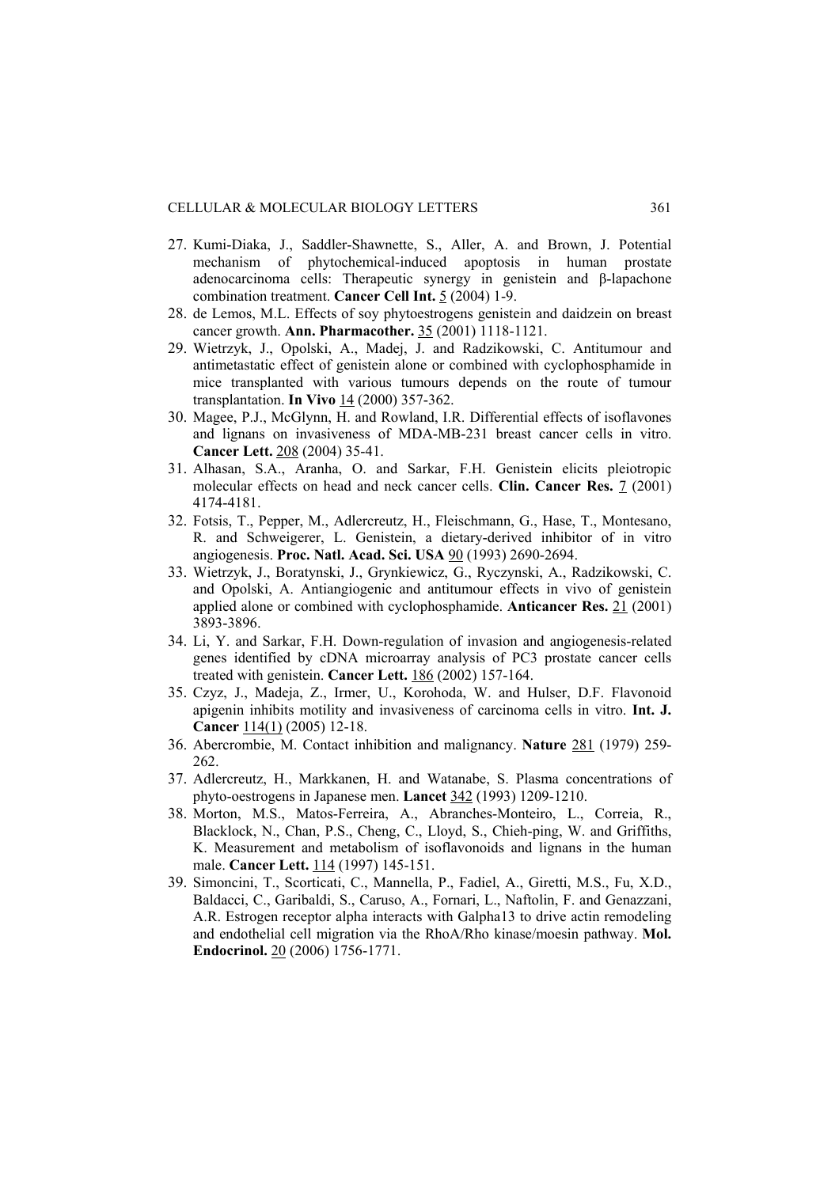27. Kumi-Diaka, J., Saddler-Shawnette, S., Aller, A. and Brown, J. Potential mechanism of phytochemical-induced apoptosis in human prostate adenocarcinoma cells: Therapeutic synergy in genistein and β-lapachone combination treatment. **Cancer Cell Int.** 5 (2004) 1-9.
28. de Lemos, M.L. Effects of soy phytoestrogens genistein and daidzein on breast cancer growth. **Ann. Pharmacother.** 35 (2001) 1118-1121.
29. Wietrzyk, J., Opolski, A., Madej, J. and Radzikowski, C. Antitumour and antimetastatic effect of genistein alone or combined with cyclophosphamide in mice transplanted with various tumours depends on the route of tumour transplantation. **In Vivo** 14 (2000) 357-362.
30. Magee, P.J., McGlynn, H. and Rowland, I.R. Differential effects of isoflavones and lignans on invasiveness of MDA-MB-231 breast cancer cells in vitro. **Cancer Lett.** 208 (2004) 35-41.
31. Alhasan, S.A., Aranha, O. and Sarkar, F.H. Genistein elicits pleiotropic molecular effects on head and neck cancer cells. **Clin. Cancer Res.** 7 (2001) 4174-4181.
32. Fotsis, T., Pepper, M., Adlercreutz, H., Fleischmann, G., Hase, T., Montesano, R. and Schweigerer, L. Genistein, a dietary-derived inhibitor of in vitro angiogenesis. **Proc. Natl. Acad. Sci. USA** 90 (1993) 2690-2694.
33. Wietrzyk, J., Boratynski, J., Grynkiewicz, G., Ryczynski, A., Radzikowski, C. and Opolski, A. Antiangiogenic and antitumour effects in vivo of genistein applied alone or combined with cyclophosphamide. **Anticancer Res.** 21 (2001) 3893-3896.
34. Li, Y. and Sarkar, F.H. Down-regulation of invasion and angiogenesis-related genes identified by cDNA microarray analysis of PC3 prostate cancer cells treated with genistein. **Cancer Lett.** 186 (2002) 157-164.
35. Czyz, J., Madeja, Z., Irmer, U., Korohoda, W. and Hulser, D.F. Flavonoid apigenin inhibits motility and invasiveness of carcinoma cells in vitro. **Int. J. Cancer** 114(1) (2005) 12-18.
36. Abercrombie, M. Contact inhibition and malignancy. **Nature** 281 (1979) 259-262.
37. Adlercreutz, H., Markkanen, H. and Watanabe, S. Plasma concentrations of phyto-oestrogens in Japanese men. **Lancet** 342 (1993) 1209-1210.
38. Morton, M.S., Matos-Ferreira, A., Abranches-Monteiro, L., Correia, R., Blacklock, N., Chan, P.S., Cheng, C., Lloyd, S., Chieh-ping, W. and Griffiths, K. Measurement and metabolism of isoflavonoids and lignans in the human male. **Cancer Lett.** 114 (1997) 145-151.
39. Simoncini, T., Scorticati, C., Mannella, P., Fadiel, A., Giretti, M.S., Fu, X.D., Baldacci, C., Garibaldi, S., Caruso, A., Fornari, L., Naftolin, F. and Genazzani, A.R. Estrogen receptor alpha interacts with Galpha13 to drive actin remodeling and endothelial cell migration via the RhoA/Rho kinase/moesin pathway. **Mol. Endocrinol.** 20 (2006) 1756-1771.